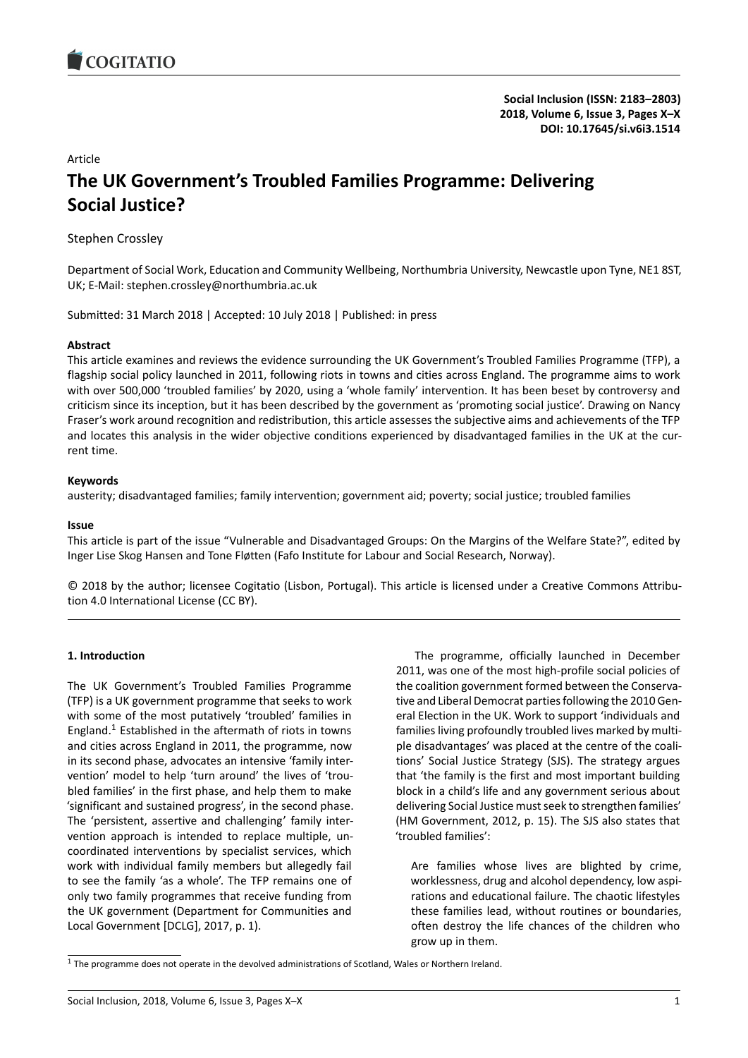Article

# The UK Government's Troubled Families Programme: Delivering Social Justice?

Stephen Crossley

Department of Social Work, Education and Community Wellbeing, Northumbria University, Newcastle upon Tyne, NE1 8ST, UK; E-Mail: stephen.crossley@northumbria.ac.uk

Submitted: 31 March 2018 | Accepted: 10 July 2018 | Published: in press

**Abstract**

This article examines and reviews the evidence surrounding the UK Government's Troubled Families Programme (TFP), a flagship social policy launched in 2011, following riots in towns and cities across England. The programme aims to work with over 500,000 'troubled families' by 2020, using a 'whole family' intervention. It has been beset by controversy and criticism since its inception, but it has been described by the government as 'promoting social justice'. Drawing on Nancy Fraser's work around recognition and redistribution, this article assesses the subjective aims and achievements of the TFP and locates this analysis in the wider objective conditions experienced by disadvantaged families in the UK at the current time.

**Keywords**

austerity; disadvantaged families; family intervention; government aid; poverty; social justice; troubled families

**Issue**

This article is part of the issue "Vulnerable and Disadvantaged Groups: On the Margins of the Welfare State?", edited by Inger Lise Skog Hansen and Tone Fløtten (Fafo Institute for Labour and Social Research, Norway).

© 2018 by the author; licensee Cogitatio (Lisbon, Portugal). This article is licensed under a Creative Commons Attribution 4.0 International License (CC BY).

## 1. Introduction

The UK Government's Troubled Families Programme (TFP) is a UK government programme that seeks to work with some of the most putatively 'troubled' families in England.[1] Established in the aftermath of riots in towns and cities across England in 2011, the programme, now in its second phase, advocates an intensive 'family intervention' model to help 'turn around' the lives of 'troubled families' in the first phase, and help them to make 'significant and sustained progress', in the second phase. The 'persistent, assertive and challenging' family intervention approach is intended to replace multiple, uncoordinated interventions by specialist services, which work with individual family members but allegedly fail to see the family 'as a whole'. The TFP remains one of only two family programmes that receive funding from the UK government (Department for Communities and Local Government [DCLG], 2017, p. 1).

The programme, officially launched in December 2011, was one of the most high-profile social policies of the coalition government formed between the Conservative and Liberal Democrat parties following the 2010 General Election in the UK. Work to support 'individuals and families living profoundly troubled lives marked by multiple disadvantages' was placed at the centre of the coalitions' Social Justice Strategy (SJS). The strategy argues that 'the family is the first and most important building block in a child's life and any government serious about delivering Social Justice must seek to strengthen families' (HM Government, 2012, p. 15). The SJS also states that 'troubled families':

> Are families whose lives are blighted by crime, worklessness, drug and alcohol dependency, low aspirations and educational failure. The chaotic lifestyles these families lead, without routines or boundaries, often destroy the life chances of the children who grow up in them.

[1] The programme does not operate in the devolved administrations of Scotland, Wales or Northern Ireland.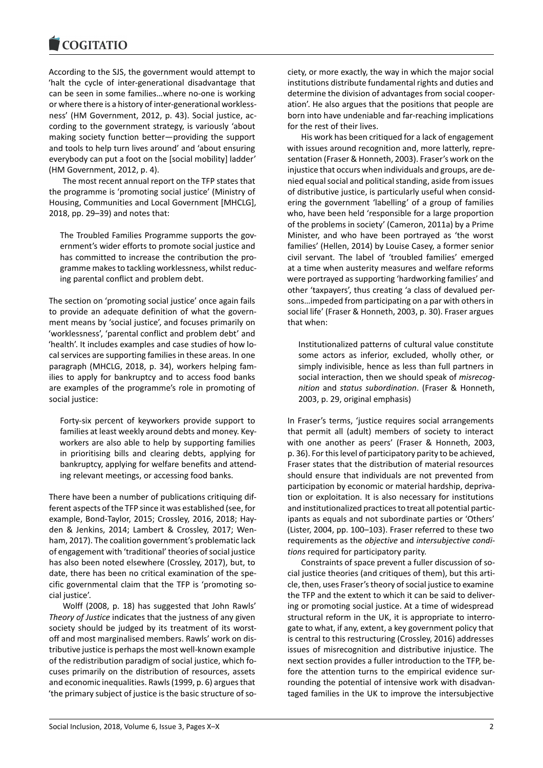According to the SJS, the government would attempt to 'halt the cycle of inter-generational disadvantage that can be seen in some families…where no-one is working or where there is a history of inter-generational worklessness' (HM Government, 2012, p. 43). Social justice, according to the government strategy, is variously 'about making society function better—providing the support and tools to help turn lives around' and 'about ensuring everybody can put a foot on the [social mobility] ladder' (HM Government, 2012, p. 4).

The most recent annual report on the TFP states that the programme is 'promoting social justice' (Ministry of Housing, Communities and Local Government [MHCLG], 2018, pp. 29–39) and notes that:

> The Troubled Families Programme supports the government's wider efforts to promote social justice and has committed to increase the contribution the programme makes to tackling worklessness, whilst reducing parental conflict and problem debt.

The section on 'promoting social justice' once again fails to provide an adequate definition of what the government means by 'social justice', and focuses primarily on 'worklessness', 'parental conflict and problem debt' and 'health'. It includes examples and case studies of how local services are supporting families in these areas. In one paragraph (MHCLG, 2018, p. 34), workers helping families to apply for bankruptcy and to access food banks are examples of the programme's role in promoting of social justice:

> Forty-six percent of keyworkers provide support to families at least weekly around debts and money. Keyworkers are also able to help by supporting families in prioritising bills and clearing debts, applying for bankruptcy, applying for welfare benefits and attending relevant meetings, or accessing food banks.

There have been a number of publications critiquing different aspects of the TFP since it was established (see, for example, Bond-Taylor, 2015; Crossley, 2016, 2018; Hayden & Jenkins, 2014; Lambert & Crossley, 2017; Wenham, 2017). The coalition government's problematic lack of engagement with 'traditional' theories of social justice has also been noted elsewhere (Crossley, 2017), but, to date, there has been no critical examination of the specific governmental claim that the TFP is 'promoting social justice'.

Wolff (2008, p. 18) has suggested that John Rawls' *Theory of Justice* indicates that the justness of any given society should be judged by its treatment of its worst-off and most marginalised members. Rawls' work on distributive justice is perhaps the most well-known example of the redistribution paradigm of social justice, which focuses primarily on the distribution of resources, assets and economic inequalities. Rawls (1999, p. 6) argues that 'the primary subject of justice is the basic structure of society, or more exactly, the way in which the major social institutions distribute fundamental rights and duties and determine the division of advantages from social cooperation'. He also argues that the positions that people are born into have undeniable and far-reaching implications for the rest of their lives.

His work has been critiqued for a lack of engagement with issues around recognition and, more latterly, representation (Fraser & Honneth, 2003). Fraser's work on the injustice that occurs when individuals and groups, are denied equal social and political standing, aside from issues of distributive justice, is particularly useful when considering the government 'labelling' of a group of families who, have been held 'responsible for a large proportion of the problems in society' (Cameron, 2011a) by a Prime Minister, and who have been portrayed as 'the worst families' (Hellen, 2014) by Louise Casey, a former senior civil servant. The label of 'troubled families' emerged at a time when austerity measures and welfare reforms were portrayed as supporting 'hardworking families' and other 'taxpayers', thus creating 'a class of devalued persons…impeded from participating on a par with others in social life' (Fraser & Honneth, 2003, p. 30). Fraser argues that when:

> Institutionalized patterns of cultural value constitute some actors as inferior, excluded, wholly other, or simply indivisible, hence as less than full partners in social interaction, then we should speak of *misrecognition* and *status subordination*. (Fraser & Honneth, 2003, p. 29, original emphasis)

In Fraser's terms, 'justice requires social arrangements that permit all (adult) members of society to interact with one another as peers' (Fraser & Honneth, 2003, p. 36). For this level of participatory parity to be achieved, Fraser states that the distribution of material resources should ensure that individuals are not prevented from participation by economic or material hardship, deprivation or exploitation. It is also necessary for institutions and institutionalized practices to treat all potential participants as equals and not subordinate parties or 'Others' (Lister, 2004, pp. 100–103). Fraser referred to these two requirements as the *objective* and *intersubjective conditions* required for participatory parity.

Constraints of space prevent a fuller discussion of social justice theories (and critiques of them), but this article, then, uses Fraser's theory of social justice to examine the TFP and the extent to which it can be said to delivering or promoting social justice. At a time of widespread structural reform in the UK, it is appropriate to interrogate to what, if any, extent, a key government policy that is central to this restructuring (Crossley, 2016) addresses issues of misrecognition and distributive injustice. The next section provides a fuller introduction to the TFP, before the attention turns to the empirical evidence surrounding the potential of intensive work with disadvantaged families in the UK to improve the intersubjective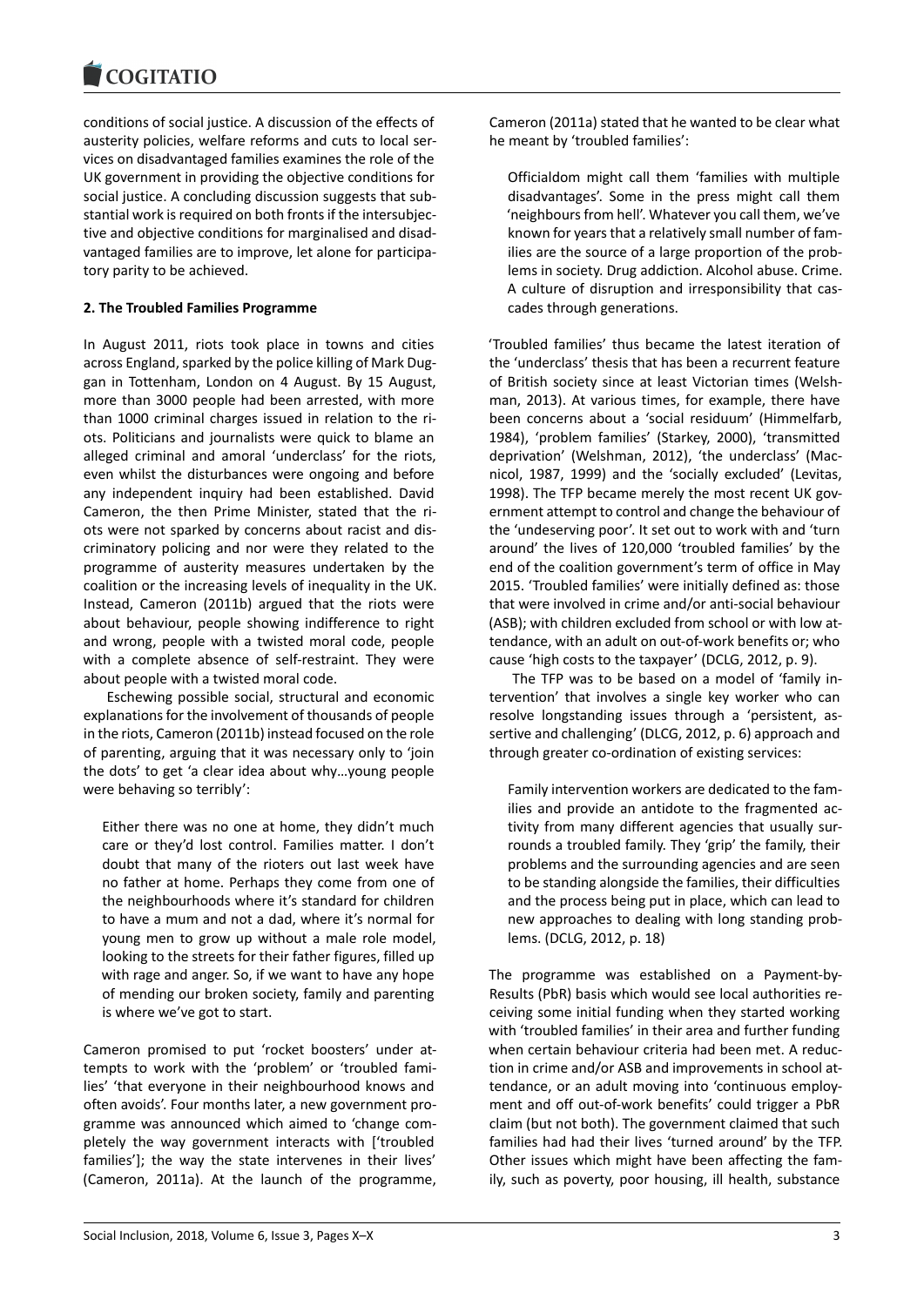conditions of social justice. A discussion of the effects of austerity policies, welfare reforms and cuts to local services on disadvantaged families examines the role of the UK government in providing the objective conditions for social justice. A concluding discussion suggests that substantial work is required on both fronts if the intersubjective and objective conditions for marginalised and disadvantaged families are to improve, let alone for participatory parity to be achieved.

## 2. The Troubled Families Programme

In August 2011, riots took place in towns and cities across England, sparked by the police killing of Mark Duggan in Tottenham, London on 4 August. By 15 August, more than 3000 people had been arrested, with more than 1000 criminal charges issued in relation to the riots. Politicians and journalists were quick to blame an alleged criminal and amoral 'underclass' for the riots, even whilst the disturbances were ongoing and before any independent inquiry had been established. David Cameron, the then Prime Minister, stated that the riots were not sparked by concerns about racist and discriminatory policing and nor were they related to the programme of austerity measures undertaken by the coalition or the increasing levels of inequality in the UK. Instead, Cameron (2011b) argued that the riots were about behaviour, people showing indifference to right and wrong, people with a complete absence of self-restraint. They were about people with a twisted moral code.

Eschewing possible social, structural and economic explanations for the involvement of thousands of people in the riots, Cameron (2011b) instead focused on the role of parenting, arguing that it was necessary only to 'join the dots' to get 'a clear idea about why…young people were behaving so terribly':

> Either there was no one at home, they didn't much care or they'd lost control. Families matter. I don't doubt that many of the rioters out last week have no father at home. Perhaps they come from one of the neighbourhoods where it's standard for children to have a mum and not a dad, where it's normal for young men to grow up without a male role model, looking to the streets for their father figures, filled up with rage and anger. So, if we want to have any hope of mending our broken society, family and parenting is where we've got to start.

Cameron promised to put 'rocket boosters' under attempts to work with the 'problem' or 'troubled families' 'that everyone in their neighbourhood knows and often avoids'. Four months later, a new government programme was announced which aimed to 'change completely the way government interacts with ['troubled families']; the way the state intervenes in their lives' (Cameron, 2011a). At the launch of the programme, Cameron (2011a) stated that he wanted to be clear what he meant by 'troubled families':

> Officialdom might call them 'families with multiple disadvantages'. Some in the press might call them 'neighbours from hell'. Whatever you call them, we've known for years that a relatively small number of families are the source of a large proportion of the problems in society. Drug addiction. Alcohol abuse. Crime. A culture of disruption and irresponsibility that cascades through generations.

'Troubled families' thus became the latest iteration of the 'underclass' thesis that has been a recurrent feature of British society since at least Victorian times (Welshman, 2013). At various times, for example, there have been concerns about a 'social residuum' (Himmelfarb, 1984), 'problem families' (Starkey, 2000), 'transmitted deprivation' (Welshman, 2012), 'the underclass' (Macnicol, 1987, 1999) and the 'socially excluded' (Levitas, 1998). The TFP became merely the most recent UK government attempt to control and change the behaviour of the 'undeserving poor'. It set out to work with and 'turn around' the lives of 120,000 'troubled families' by the end of the coalition government's term of office in May 2015. 'Troubled families' were initially defined as: those that were involved in crime and/or anti-social behaviour (ASB); with children excluded from school or with low attendance, with an adult on out-of-work benefits or; who cause 'high costs to the taxpayer' (DCLG, 2012, p. 9).

The TFP was to be based on a model of 'family intervention' that involves a single key worker who can resolve longstanding issues through a 'persistent, assertive and challenging' (DLCG, 2012, p. 6) approach and through greater co-ordination of existing services:

> Family intervention workers are dedicated to the families and provide an antidote to the fragmented activity from many different agencies that usually surrounds a troubled family. They 'grip' the family, their problems and the surrounding agencies and are seen to be standing alongside the families, their difficulties and the process being put in place, which can lead to new approaches to dealing with long standing problems. (DCLG, 2012, p. 18)

The programme was established on a Payment-by-Results (PbR) basis which would see local authorities receiving some initial funding when they started working with 'troubled families' in their area and further funding when certain behaviour criteria had been met. A reduction in crime and/or ASB and improvements in school attendance, or an adult moving into 'continuous employment and off out-of-work benefits' could trigger a PbR claim (but not both). The government claimed that such families had had their lives 'turned around' by the TFP. Other issues which might have been affecting the family, such as poverty, poor housing, ill health, substance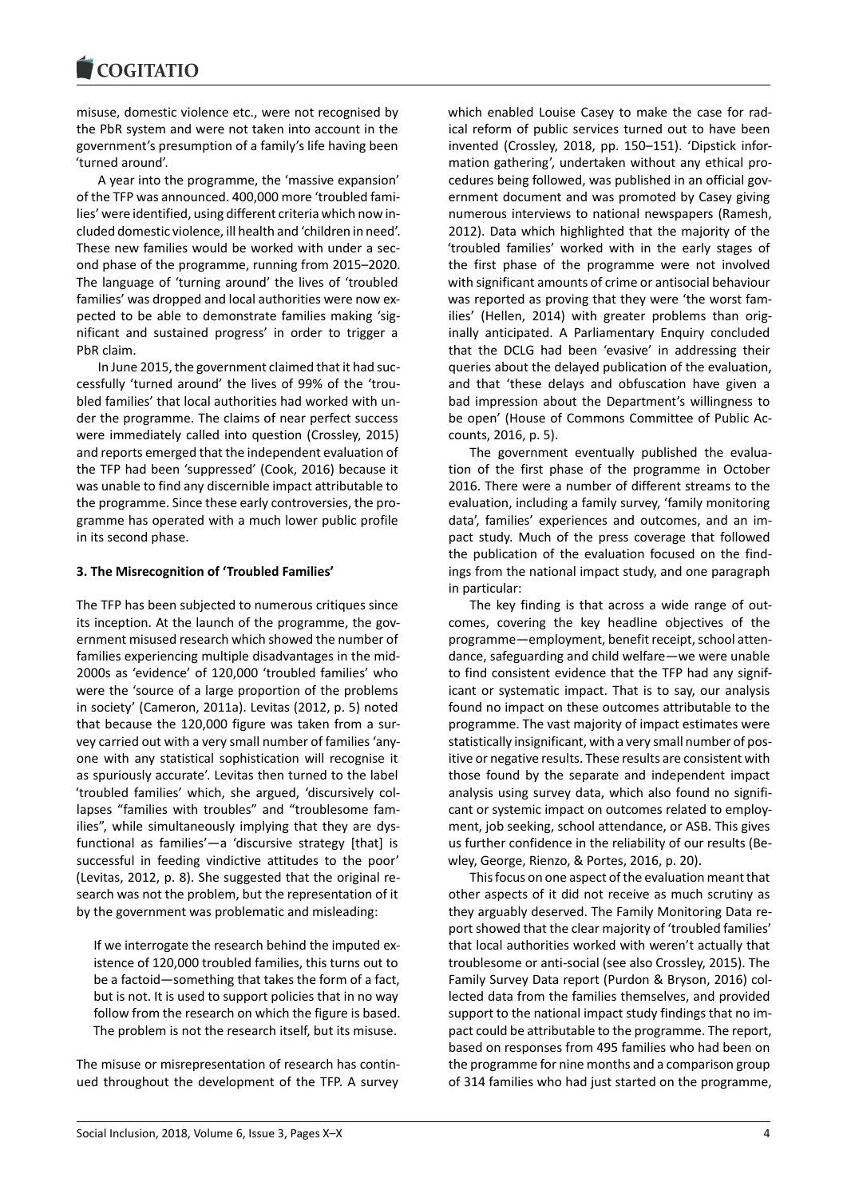misuse, domestic violence etc., were not recognised by the PbR system and were not taken into account in the government's presumption of a family's life having been 'turned around'.

A year into the programme, the 'massive expansion' of the TFP was announced. 400,000 more 'troubled families' were identified, using different criteria which now included domestic violence, ill health and 'children in need'. These new families would be worked with under a second phase of the programme, running from 2015–2020. The language of 'turning around' the lives of 'troubled families' was dropped and local authorities were now expected to be able to demonstrate families making 'significant and sustained progress' in order to trigger a PbR claim.

In June 2015, the government claimed that it had successfully 'turned around' the lives of 99% of the 'troubled families' that local authorities had worked with under the programme. The claims of near perfect success were immediately called into question (Crossley, 2015) and reports emerged that the independent evaluation of the TFP had been 'suppressed' (Cook, 2016) because it was unable to find any discernible impact attributable to the programme. Since these early controversies, the programme has operated with a much lower public profile in its second phase.

## 3. The Misrecognition of 'Troubled Families'

The TFP has been subjected to numerous critiques since its inception. At the launch of the programme, the government misused research which showed the number of families experiencing multiple disadvantages in the mid-2000s as 'evidence' of 120,000 'troubled families' who were the 'source of a large proportion of the problems in society' (Cameron, 2011a). Levitas (2012, p. 5) noted that because the 120,000 figure was taken from a survey carried out with a very small number of families 'anyone with any statistical sophistication will recognise it as spuriously accurate'. Levitas then turned to the label 'troubled families' which, she argued, 'discursively collapses "families with troubles" and "troublesome families", while simultaneously implying that they are dysfunctional as families'—a 'discursive strategy [that] is successful in feeding vindictive attitudes to the poor' (Levitas, 2012, p. 8). She suggested that the original research was not the problem, but the representation of it by the government was problematic and misleading:

> If we interrogate the research behind the imputed existence of 120,000 troubled families, this turns out to be a factoid—something that takes the form of a fact, but is not. It is used to support policies that in no way follow from the research on which the figure is based. The problem is not the research itself, but its misuse.

The misuse or misrepresentation of research has continued throughout the development of the TFP. A survey which enabled Louise Casey to make the case for radical reform of public services turned out to have been invented (Crossley, 2018, pp. 150–151). 'Dipstick information gathering', undertaken without any ethical procedures being followed, was published in an official government document and was promoted by Casey giving numerous interviews to national newspapers (Ramesh, 2012). Data which highlighted that the majority of the 'troubled families' worked with in the early stages of the first phase of the programme were not involved with significant amounts of crime or antisocial behaviour was reported as proving that they were 'the worst families' (Hellen, 2014) with greater problems than originally anticipated. A Parliamentary Enquiry concluded that the DCLG had been 'evasive' in addressing their queries about the delayed publication of the evaluation, and that 'these delays and obfuscation have given a bad impression about the Department's willingness to be open' (House of Commons Committee of Public Accounts, 2016, p. 5).

The government eventually published the evaluation of the first phase of the programme in October 2016. There were a number of different streams to the evaluation, including a family survey, 'family monitoring data', families' experiences and outcomes, and an impact study. Much of the press coverage that followed the publication of the evaluation focused on the findings from the national impact study, and one paragraph in particular:

> The key finding is that across a wide range of outcomes, covering the key headline objectives of the programme—employment, benefit receipt, school attendance, safeguarding and child welfare—we were unable to find consistent evidence that the TFP had any significant or systematic impact. That is to say, our analysis found no impact on these outcomes attributable to the programme. The vast majority of impact estimates were statistically insignificant, with a very small number of positive or negative results. These results are consistent with those found by the separate and independent impact analysis using survey data, which also found no significant or systemic impact on outcomes related to employment, job seeking, school attendance, or ASB. This gives us further confidence in the reliability of our results (Bewley, George, Rienzo, & Portes, 2016, p. 20).

This focus on one aspect of the evaluation meant that other aspects of it did not receive as much scrutiny as they arguably deserved. The Family Monitoring Data report showed that the clear majority of 'troubled families' that local authorities worked with weren't actually that troublesome or anti-social (see also Crossley, 2015). The Family Survey Data report (Purdon & Bryson, 2016) collected data from the families themselves, and provided support to the national impact study findings that no impact could be attributable to the programme. The report, based on responses from 495 families who had been on the programme for nine months and a comparison group of 314 families who had just started on the programme,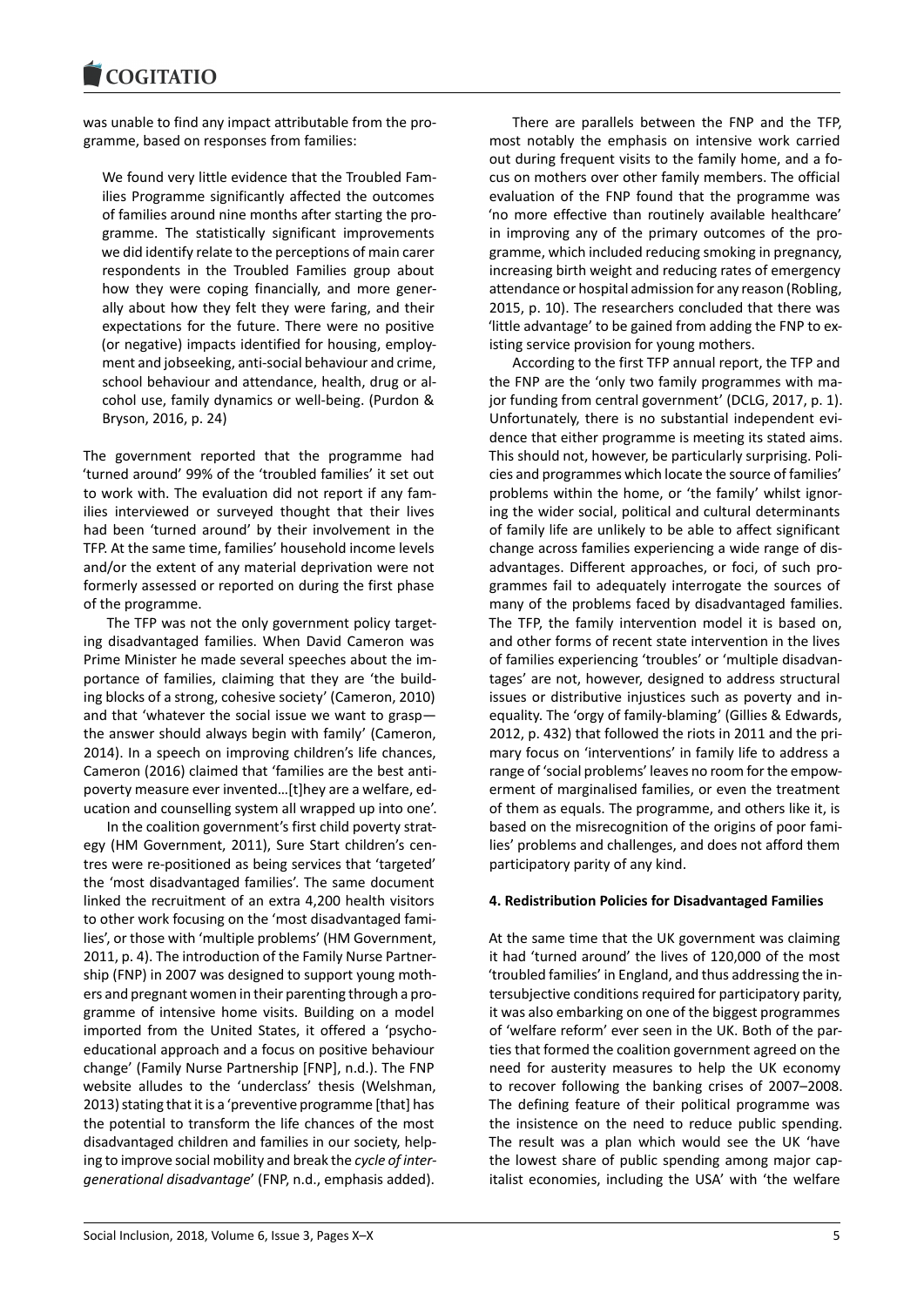was unable to find any impact attributable from the programme, based on responses from families:

> We found very little evidence that the Troubled Families Programme significantly affected the outcomes of families around nine months after starting the programme. The statistically significant improvements we did identify relate to the perceptions of main carer respondents in the Troubled Families group about how they were coping financially, and more generally about how they felt they were faring, and their expectations for the future. There were no positive (or negative) impacts identified for housing, employment and jobseeking, anti-social behaviour and crime, school behaviour and attendance, health, drug or alcohol use, family dynamics or well-being. (Purdon & Bryson, 2016, p. 24)

The government reported that the programme had 'turned around' 99% of the 'troubled families' it set out to work with. The evaluation did not report if any families interviewed or surveyed thought that their lives had been 'turned around' by their involvement in the TFP. At the same time, families' household income levels and/or the extent of any material deprivation were not formerly assessed or reported on during the first phase of the programme.

The TFP was not the only government policy targeting disadvantaged families. When David Cameron was Prime Minister he made several speeches about the importance of families, claiming that they are 'the building blocks of a strong, cohesive society' (Cameron, 2010) and that 'whatever the social issue we want to grasp—the answer should always begin with family' (Cameron, 2014). In a speech on improving children's life chances, Cameron (2016) claimed that 'families are the best anti-poverty measure ever invented…[t]hey are a welfare, education and counselling system all wrapped up into one'.

In the coalition government's first child poverty strategy (HM Government, 2011), Sure Start children's centres were re-positioned as being services that 'targeted' the 'most disadvantaged families'. The same document linked the recruitment of an extra 4,200 health visitors to other work focusing on the 'most disadvantaged families', or those with 'multiple problems' (HM Government, 2011, p. 4). The introduction of the Family Nurse Partnership (FNP) in 2007 was designed to support young mothers and pregnant women in their parenting through a programme of intensive home visits. Building on a model imported from the United States, it offered a 'psycho-educational approach and a focus on positive behaviour change' (Family Nurse Partnership [FNP], n.d.). The FNP website alludes to the 'underclass' thesis (Welshman, 2013) stating that it is a 'preventive programme [that] has the potential to transform the life chances of the most disadvantaged children and families in our society, helping to improve social mobility and break the *cycle of intergenerational disadvantage*' (FNP, n.d., emphasis added).

There are parallels between the FNP and the TFP, most notably the emphasis on intensive work carried out during frequent visits to the family home, and a focus on mothers over other family members. The official evaluation of the FNP found that the programme was 'no more effective than routinely available healthcare' in improving any of the primary outcomes of the programme, which included reducing smoking in pregnancy, increasing birth weight and reducing rates of emergency attendance or hospital admission for any reason (Robling, 2015, p. 10). The researchers concluded that there was 'little advantage' to be gained from adding the FNP to existing service provision for young mothers.

According to the first TFP annual report, the TFP and the FNP are the 'only two family programmes with major funding from central government' (DCLG, 2017, p. 1). Unfortunately, there is no substantial independent evidence that either programme is meeting its stated aims. This should not, however, be particularly surprising. Policies and programmes which locate the source of families' problems within the home, or 'the family' whilst ignoring the wider social, political and cultural determinants of family life are unlikely to be able to affect significant change across families experiencing a wide range of disadvantages. Different approaches, or foci, of such programmes fail to adequately interrogate the sources of many of the problems faced by disadvantaged families. The TFP, the family intervention model it is based on, and other forms of recent state intervention in the lives of families experiencing 'troubles' or 'multiple disadvantages' are not, however, designed to address structural issues or distributive injustices such as poverty and inequality. The 'orgy of family-blaming' (Gillies & Edwards, 2012, p. 432) that followed the riots in 2011 and the primary focus on 'interventions' in family life to address a range of 'social problems' leaves no room for the empowerment of marginalised families, or even the treatment of them as equals. The programme, and others like it, is based on the misrecognition of the origins of poor families' problems and challenges, and does not afford them participatory parity of any kind.

## 4. Redistribution Policies for Disadvantaged Families

At the same time that the UK government was claiming it had 'turned around' the lives of 120,000 of the most 'troubled families' in England, and thus addressing the intersubjective conditions required for participatory parity, it was also embarking on one of the biggest programmes of 'welfare reform' ever seen in the UK. Both of the parties that formed the coalition government agreed on the need for austerity measures to help the UK economy to recover following the banking crises of 2007–2008. The defining feature of their political programme was the insistence on the need to reduce public spending. The result was a plan which would see the UK 'have the lowest share of public spending among major capitalist economies, including the USA' with 'the welfare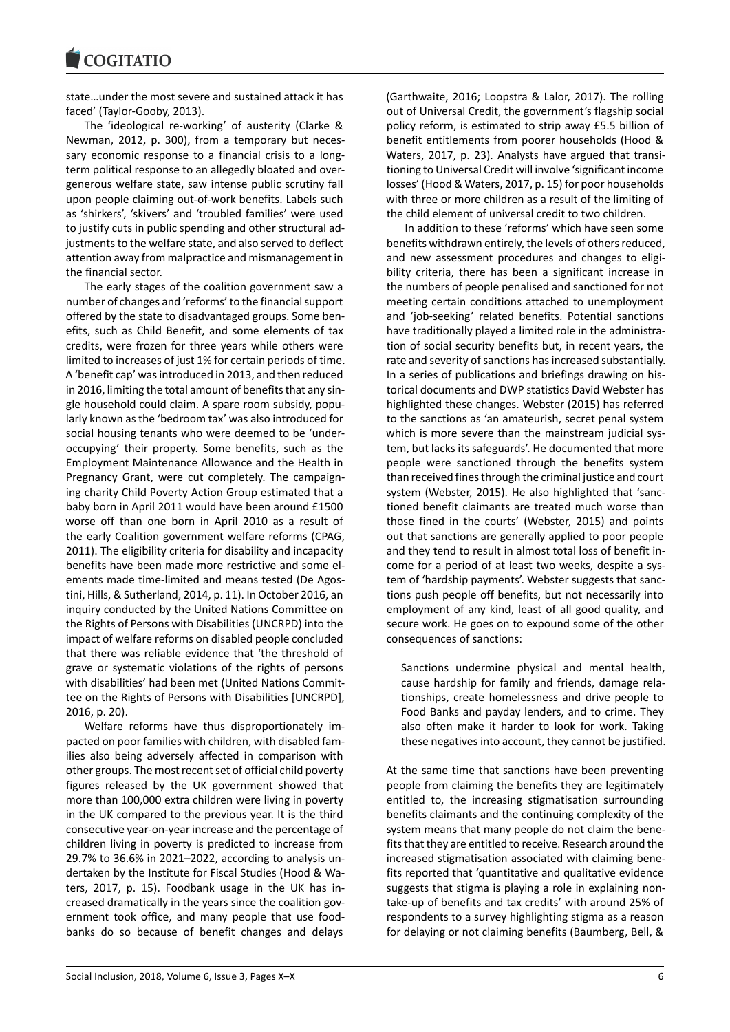state…under the most severe and sustained attack it has faced' (Taylor-Gooby, 2013).

The 'ideological re-working' of austerity (Clarke & Newman, 2012, p. 300), from a temporary but necessary economic response to a financial crisis to a long-term political response to an allegedly bloated and over-generous welfare state, saw intense public scrutiny fall upon people claiming out-of-work benefits. Labels such as 'shirkers', 'skivers' and 'troubled families' were used to justify cuts in public spending and other structural adjustments to the welfare state, and also served to deflect attention away from malpractice and mismanagement in the financial sector.

The early stages of the coalition government saw a number of changes and 'reforms' to the financial support offered by the state to disadvantaged groups. Some benefits, such as Child Benefit, and some elements of tax credits, were frozen for three years while others were limited to increases of just 1% for certain periods of time. A 'benefit cap' was introduced in 2013, and then reduced in 2016, limiting the total amount of benefits that any single household could claim. A spare room subsidy, popularly known as the 'bedroom tax' was also introduced for social housing tenants who were deemed to be 'under-occupying' their property. Some benefits, such as the Employment Maintenance Allowance and the Health in Pregnancy Grant, were cut completely. The campaigning charity Child Poverty Action Group estimated that a baby born in April 2011 would have been around £1500 worse off than one born in April 2010 as a result of the early Coalition government welfare reforms (CPAG, 2011). The eligibility criteria for disability and incapacity benefits have been made more restrictive and some elements made time-limited and means tested (De Agostini, Hills, & Sutherland, 2014, p. 11). In October 2016, an inquiry conducted by the United Nations Committee on the Rights of Persons with Disabilities (UNCRPD) into the impact of welfare reforms on disabled people concluded that there was reliable evidence that 'the threshold of grave or systematic violations of the rights of persons with disabilities' had been met (United Nations Committee on the Rights of Persons with Disabilities [UNCRPD], 2016, p. 20).

Welfare reforms have thus disproportionately impacted on poor families with children, with disabled families also being adversely affected in comparison with other groups. The most recent set of official child poverty figures released by the UK government showed that more than 100,000 extra children were living in poverty in the UK compared to the previous year. It is the third consecutive year-on-year increase and the percentage of children living in poverty is predicted to increase from 29.7% to 36.6% in 2021–2022, according to analysis undertaken by the Institute for Fiscal Studies (Hood & Waters, 2017, p. 15). Foodbank usage in the UK has increased dramatically in the years since the coalition government took office, and many people that use foodbanks do so because of benefit changes and delays (Garthwaite, 2016; Loopstra & Lalor, 2017). The rolling out of Universal Credit, the government's flagship social policy reform, is estimated to strip away £5.5 billion of benefit entitlements from poorer households (Hood & Waters, 2017, p. 23). Analysts have argued that transitioning to Universal Credit will involve 'significant income losses' (Hood & Waters, 2017, p. 15) for poor households with three or more children as a result of the limiting of the child element of universal credit to two children.

In addition to these 'reforms' which have seen some benefits withdrawn entirely, the levels of others reduced, and new assessment procedures and changes to eligibility criteria, there has been a significant increase in the numbers of people penalised and sanctioned for not meeting certain conditions attached to unemployment and 'job-seeking' related benefits. Potential sanctions have traditionally played a limited role in the administration of social security benefits but, in recent years, the rate and severity of sanctions has increased substantially. In a series of publications and briefings drawing on historical documents and DWP statistics David Webster has highlighted these changes. Webster (2015) has referred to the sanctions as 'an amateurish, secret penal system which is more severe than the mainstream judicial system, but lacks its safeguards'. He documented that more people were sanctioned through the benefits system than received fines through the criminal justice and court system (Webster, 2015). He also highlighted that 'sanctioned benefit claimants are treated much worse than those fined in the courts' (Webster, 2015) and points out that sanctions are generally applied to poor people and they tend to result in almost total loss of benefit income for a period of at least two weeks, despite a system of 'hardship payments'. Webster suggests that sanctions push people off benefits, but not necessarily into employment of any kind, least of all good quality, and secure work. He goes on to expound some of the other consequences of sanctions:

> Sanctions undermine physical and mental health, cause hardship for family and friends, damage relationships, create homelessness and drive people to Food Banks and payday lenders, and to crime. They also often make it harder to look for work. Taking these negatives into account, they cannot be justified.

At the same time that sanctions have been preventing people from claiming the benefits they are legitimately entitled to, the increasing stigmatisation surrounding benefits claimants and the continuing complexity of the system means that many people do not claim the benefits that they are entitled to receive. Research around the increased stigmatisation associated with claiming benefits reported that 'quantitative and qualitative evidence suggests that stigma is playing a role in explaining non-take-up of benefits and tax credits' with around 25% of respondents to a survey highlighting stigma as a reason for delaying or not claiming benefits (Baumberg, Bell, &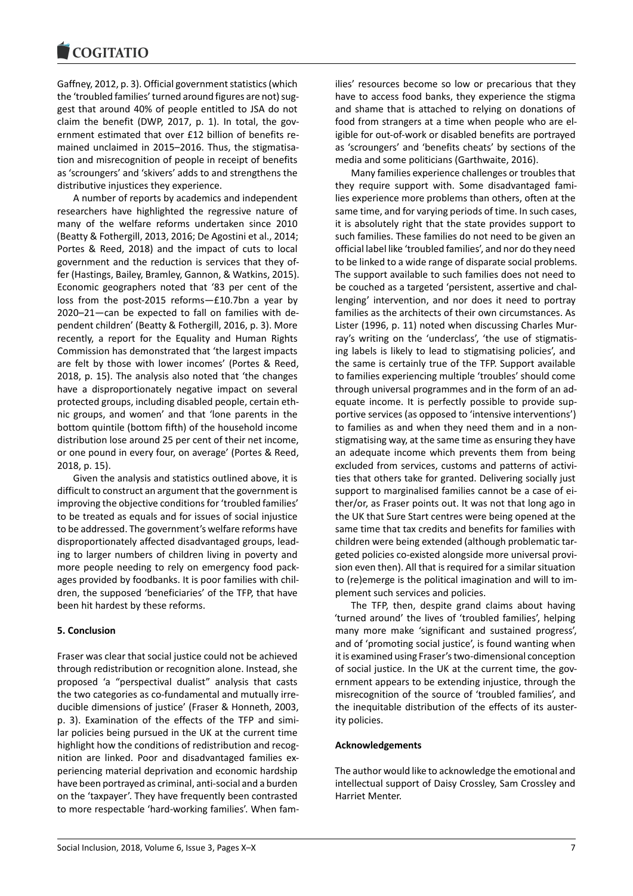Gaffney, 2012, p. 3). Official government statistics (which the 'troubled families' turned around figures are not) suggest that around 40% of people entitled to JSA do not claim the benefit (DWP, 2017, p. 1). In total, the government estimated that over £12 billion of benefits remained unclaimed in 2015–2016. Thus, the stigmatisation and misrecognition of people in receipt of benefits as 'scroungers' and 'skivers' adds to and strengthens the distributive injustices they experience.

A number of reports by academics and independent researchers have highlighted the regressive nature of many of the welfare reforms undertaken since 2010 (Beatty & Fothergill, 2013, 2016; De Agostini et al., 2014; Portes & Reed, 2018) and the impact of cuts to local government and the reduction is services that they offer (Hastings, Bailey, Bramley, Gannon, & Watkins, 2015). Economic geographers noted that '83 per cent of the loss from the post-2015 reforms—£10.7bn a year by 2020–21—can be expected to fall on families with dependent children' (Beatty & Fothergill, 2016, p. 3). More recently, a report for the Equality and Human Rights Commission has demonstrated that 'the largest impacts are felt by those with lower incomes' (Portes & Reed, 2018, p. 15). The analysis also noted that 'the changes have a disproportionately negative impact on several protected groups, including disabled people, certain ethnic groups, and women' and that 'lone parents in the bottom quintile (bottom fifth) of the household income distribution lose around 25 per cent of their net income, or one pound in every four, on average' (Portes & Reed, 2018, p. 15).

Given the analysis and statistics outlined above, it is difficult to construct an argument that the government is improving the objective conditions for 'troubled families' to be treated as equals and for issues of social injustice to be addressed. The government's welfare reforms have disproportionately affected disadvantaged groups, leading to larger numbers of children living in poverty and more people needing to rely on emergency food packages provided by foodbanks. It is poor families with children, the supposed 'beneficiaries' of the TFP, that have been hit hardest by these reforms.

## 5. Conclusion

Fraser was clear that social justice could not be achieved through redistribution or recognition alone. Instead, she proposed 'a "perspectival dualist" analysis that casts the two categories as co-fundamental and mutually irreducible dimensions of justice' (Fraser & Honneth, 2003, p. 3). Examination of the effects of the TFP and similar policies being pursued in the UK at the current time highlight how the conditions of redistribution and recognition are linked. Poor and disadvantaged families experiencing material deprivation and economic hardship have been portrayed as criminal, anti-social and a burden on the 'taxpayer'. They have frequently been contrasted to more respectable 'hard-working families'. When families' resources become so low or precarious that they have to access food banks, they experience the stigma and shame that is attached to relying on donations of food from strangers at a time when people who are eligible for out-of-work or disabled benefits are portrayed as 'scroungers' and 'benefits cheats' by sections of the media and some politicians (Garthwaite, 2016).

Many families experience challenges or troubles that they require support with. Some disadvantaged families experience more problems than others, often at the same time, and for varying periods of time. In such cases, it is absolutely right that the state provides support to such families. These families do not need to be given an official label like 'troubled families', and nor do they need to be linked to a wide range of disparate social problems. The support available to such families does not need to be couched as a targeted 'persistent, assertive and challenging' intervention, and nor does it need to portray families as the architects of their own circumstances. As Lister (1996, p. 11) noted when discussing Charles Murray's writing on the 'underclass', 'the use of stigmatising labels is likely to lead to stigmatising policies', and the same is certainly true of the TFP. Support available to families experiencing multiple 'troubles' should come through universal programmes and in the form of an adequate income. It is perfectly possible to provide supportive services (as opposed to 'intensive interventions') to families as and when they need them and in a non-stigmatising way, at the same time as ensuring they have an adequate income which prevents them from being excluded from services, customs and patterns of activities that others take for granted. Delivering socially just support to marginalised families cannot be a case of either/or, as Fraser points out. It was not that long ago in the UK that Sure Start centres were being opened at the same time that tax credits and benefits for families with children were being extended (although problematic targeted policies co-existed alongside more universal provision even then). All that is required for a similar situation to (re)emerge is the political imagination and will to implement such services and policies.

The TFP, then, despite grand claims about having 'turned around' the lives of 'troubled families', helping many more make 'significant and sustained progress', and of 'promoting social justice', is found wanting when it is examined using Fraser's two-dimensional conception of social justice. In the UK at the current time, the government appears to be extending injustice, through the misrecognition of the source of 'troubled families', and the inequitable distribution of the effects of its austerity policies.

## Acknowledgements

The author would like to acknowledge the emotional and intellectual support of Daisy Crossley, Sam Crossley and Harriet Menter.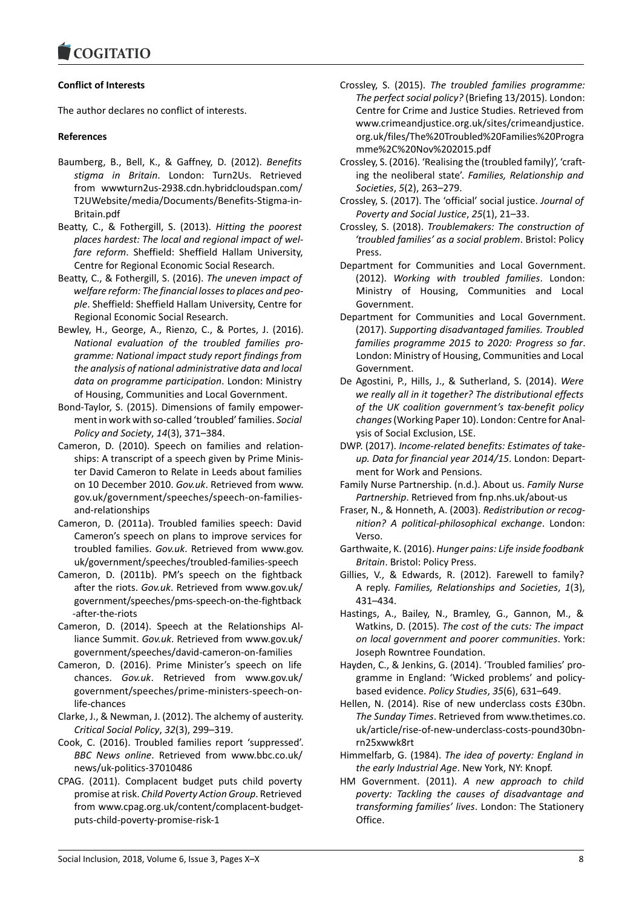**Conflict of Interests**

The author declares no conflict of interests.

**References**

Baumberg, B., Bell, K., & Gaffney, D. (2012). *Benefits stigma in Britain*. London: Turn2Us. Retrieved from wwwturn2us-2938.cdn.hybridcloudspan.com/T2UWebsite/media/Documents/Benefits-Stigma-in-Britain.pdf

Beatty, C., & Fothergill, S. (2013). *Hitting the poorest places hardest: The local and regional impact of welfare reform*. Sheffield: Sheffield Hallam University, Centre for Regional Economic Social Research.

Beatty, C., & Fothergill, S. (2016). *The uneven impact of welfare reform: The financial losses to places and people*. Sheffield: Sheffield Hallam University, Centre for Regional Economic Social Research.

Bewley, H., George, A., Rienzo, C., & Portes, J. (2016). *National evaluation of the troubled families programme: National impact study report findings from the analysis of national administrative data and local data on programme participation*. London: Ministry of Housing, Communities and Local Government.

Bond-Taylor, S. (2015). Dimensions of family empowerment in work with so-called 'troubled' families. *Social Policy and Society*, *14*(3), 371–384.

Cameron, D. (2010). Speech on families and relationships: A transcript of a speech given by Prime Minister David Cameron to Relate in Leeds about families on 10 December 2010. *Gov.uk*. Retrieved from www.gov.uk/government/speeches/speech-on-families-and-relationships

Cameron, D. (2011a). Troubled families speech: David Cameron's speech on plans to improve services for troubled families. *Gov.uk*. Retrieved from www.gov.uk/government/speeches/troubled-families-speech

Cameron, D. (2011b). PM's speech on the fightback after the riots. *Gov.uk*. Retrieved from www.gov.uk/government/speeches/pms-speech-on-the-fightback-after-the-riots

Cameron, D. (2014). Speech at the Relationships Alliance Summit. *Gov.uk*. Retrieved from www.gov.uk/government/speeches/david-cameron-on-families

Cameron, D. (2016). Prime Minister's speech on life chances. *Gov.uk*. Retrieved from www.gov.uk/government/speeches/prime-ministers-speech-on-life-chances

Clarke, J., & Newman, J. (2012). The alchemy of austerity. *Critical Social Policy*, *32*(3), 299–319.

Cook, C. (2016). Troubled families report 'suppressed'. *BBC News online*. Retrieved from www.bbc.co.uk/news/uk-politics-37010486

CPAG. (2011). Complacent budget puts child poverty promise at risk. *Child Poverty Action Group*. Retrieved from www.cpag.org.uk/content/complacent-budget-puts-child-poverty-promise-risk-1

Crossley, S. (2015). *The troubled families programme: The perfect social policy?* (Briefing 13/2015). London: Centre for Crime and Justice Studies. Retrieved from www.crimeandjustice.org.uk/sites/crimeandjustice.org.uk/files/The%20Troubled%20Families%20Programme%2C%20Nov%202015.pdf

Crossley, S. (2016). 'Realising the (troubled family)', 'crafting the neoliberal state'. *Families, Relationship and Societies*, *5*(2), 263–279.

Crossley, S. (2017). The 'official' social justice. *Journal of Poverty and Social Justice*, *25*(1), 21–33.

Crossley, S. (2018). *Troublemakers: The construction of 'troubled families' as a social problem*. Bristol: Policy Press.

Department for Communities and Local Government. (2012). *Working with troubled families*. London: Ministry of Housing, Communities and Local Government.

Department for Communities and Local Government. (2017). *Supporting disadvantaged families. Troubled families programme 2015 to 2020: Progress so far*. London: Ministry of Housing, Communities and Local Government.

De Agostini, P., Hills, J., & Sutherland, S. (2014). *Were we really all in it together? The distributional effects of the UK coalition government's tax-benefit policy changes* (Working Paper 10). London: Centre for Analysis of Social Exclusion, LSE.

DWP. (2017). *Income-related benefits: Estimates of take-up. Data for financial year 2014/15*. London: Department for Work and Pensions.

Family Nurse Partnership. (n.d.). About us. *Family Nurse Partnership*. Retrieved from fnp.nhs.uk/about-us

Fraser, N., & Honneth, A. (2003). *Redistribution or recognition? A political-philosophical exchange*. London: Verso.

Garthwaite, K. (2016). *Hunger pains: Life inside foodbank Britain*. Bristol: Policy Press.

Gillies, V., & Edwards, R. (2012). Farewell to family? A reply. *Families, Relationships and Societies*, *1*(3), 431–434.

Hastings, A., Bailey, N., Bramley, G., Gannon, M., & Watkins, D. (2015). *The cost of the cuts: The impact on local government and poorer communities*. York: Joseph Rowntree Foundation.

Hayden, C., & Jenkins, G. (2014). 'Troubled families' programme in England: 'Wicked problems' and policy-based evidence. *Policy Studies*, *35*(6), 631–649.

Hellen, N. (2014). Rise of new underclass costs £30bn. *The Sunday Times*. Retrieved from www.thetimes.co.uk/article/rise-of-new-underclass-costs-pound30bn-rn25xwwk8rt

Himmelfarb, G. (1984). *The idea of poverty: England in the early Industrial Age*. New York, NY: Knopf.

HM Government. (2011). *A new approach to child poverty: Tackling the causes of disadvantage and transforming families' lives*. London: The Stationery Office.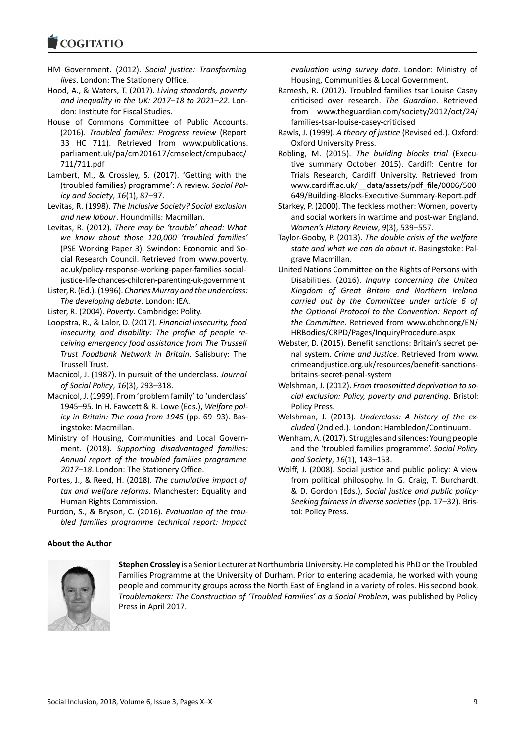HM Government. (2012). *Social justice: Transforming lives*. London: The Stationery Office.

Hood, A., & Waters, T. (2017). *Living standards, poverty and inequality in the UK: 2017–18 to 2021–22*. London: Institute for Fiscal Studies.

House of Commons Committee of Public Accounts. (2016). *Troubled families: Progress review* (Report 33 HC 711). Retrieved from www.publications.parliament.uk/pa/cm201617/cmselect/cmpubacc/711/711.pdf

Lambert, M., & Crossley, S. (2017). 'Getting with the (troubled families) programme': A review. *Social Policy and Society*, *16*(1), 87–97.

Levitas, R. (1998). *The Inclusive Society? Social exclusion and new labour*. Houndmills: Macmillan.

Levitas, R. (2012). *There may be 'trouble' ahead: What we know about those 120,000 'troubled families'* (PSE Working Paper 3). Swindon: Economic and Social Research Council. Retrieved from www.poverty.ac.uk/policy-response-working-paper-families-social-justice-life-chances-children-parenting-uk-government

Lister, R. (Ed.). (1996). *Charles Murray and the underclass: The developing debate*. London: IEA.

Lister, R. (2004). *Poverty*. Cambridge: Polity.

Loopstra, R., & Lalor, D. (2017). *Financial insecurity, food insecurity, and disability: The profile of people receiving emergency food assistance from The Trussell Trust Foodbank Network in Britain*. Salisbury: The Trussell Trust.

Macnicol, J. (1987). In pursuit of the underclass. *Journal of Social Policy*, *16*(3), 293–318.

Macnicol, J. (1999). From 'problem family' to 'underclass' 1945–95. In H. Fawcett & R. Lowe (Eds.), *Welfare policy in Britain: The road from 1945* (pp. 69–93). Basingstoke: Macmillan.

Ministry of Housing, Communities and Local Government. (2018). *Supporting disadvantaged families: Annual report of the troubled families programme 2017–18*. London: The Stationery Office.

Portes, J., & Reed, H. (2018). *The cumulative impact of tax and welfare reforms*. Manchester: Equality and Human Rights Commission.

Purdon, S., & Bryson, C. (2016). *Evaluation of the troubled families programme technical report: Impact evaluation using survey data*. London: Ministry of Housing, Communities & Local Government.

Ramesh, R. (2012). Troubled families tsar Louise Casey criticised over research. *The Guardian*. Retrieved from www.theguardian.com/society/2012/oct/24/families-tsar-louise-casey-criticised

Rawls, J. (1999). *A theory of justice* (Revised ed.). Oxford: Oxford University Press.

Robling, M. (2015). *The building blocks trial* (Executive summary October 2015). Cardiff: Centre for Trials Research, Cardiff University. Retrieved from www.cardiff.ac.uk/__data/assets/pdf_file/0006/500649/Building-Blocks-Executive-Summary-Report.pdf

Starkey, P. (2000). The feckless mother: Women, poverty and social workers in wartime and post-war England. *Women's History Review*, *9*(3), 539–557.

Taylor-Gooby, P. (2013). *The double crisis of the welfare state and what we can do about it*. Basingstoke: Palgrave Macmillan.

United Nations Committee on the Rights of Persons with Disabilities. (2016). *Inquiry concerning the United Kingdom of Great Britain and Northern Ireland carried out by the Committee under article 6 of the Optional Protocol to the Convention: Report of the Committee*. Retrieved from www.ohchr.org/EN/HRBodies/CRPD/Pages/InquiryProcedure.aspx

Webster, D. (2015). Benefit sanctions: Britain's secret penal system. *Crime and Justice*. Retrieved from www.crimeandjustice.org.uk/resources/benefit-sanctions-britains-secret-penal-system

Welshman, J. (2012). *From transmitted deprivation to social exclusion: Policy, poverty and parenting*. Bristol: Policy Press.

Welshman, J. (2013). *Underclass: A history of the excluded* (2nd ed.). London: Hambledon/Continuum.

Wenham, A. (2017). Struggles and silences: Young people and the 'troubled families programme'. *Social Policy and Society*, *16*(1), 143–153.

Wolff, J. (2008). Social justice and public policy: A view from political philosophy. In G. Craig, T. Burchardt, & D. Gordon (Eds.), *Social justice and public policy: Seeking fairness in diverse societies* (pp. 17–32). Bristol: Policy Press.

**About the Author**

**Stephen Crossley** is a Senior Lecturer at Northumbria University. He completed his PhD on the Troubled Families Programme at the University of Durham. Prior to entering academia, he worked with young people and community groups across the North East of England in a variety of roles. His second book, *Troublemakers: The Construction of 'Troubled Families' as a Social Problem*, was published by Policy Press in April 2017.